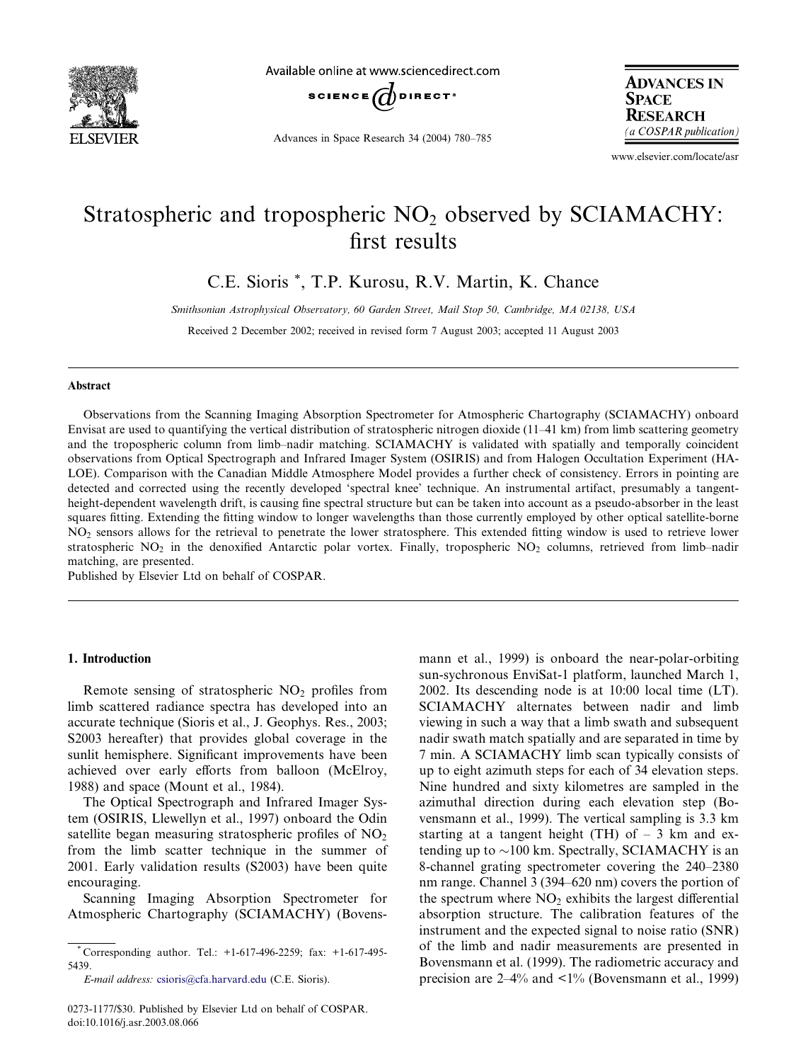# Stratospheric and tropospheric $NO_2$ observed by SCIAMACHY: first results

C.E. Sioris *, T.P. Kurosu, R.V. Martin, K. Chance

*Smithsonian Astrophysical Observatory, 60 Garden Street, Mail Stop 50, Cambridge, MA 02138, USA*

Received 2 December 2002; received in revised form 7 August 2003; accepted 11 August 2003

---

## Abstract

Observations from the Scanning Imaging Absorption Spectrometer for Atmospheric Chartography (SCIAMACHY) onboard Envisat are used to quantifying the vertical distribution of stratospheric nitrogen dioxide (11–41 km) from limb scattering geometry and the tropospheric column from limb–nadir matching. SCIAMACHY is validated with spatially and temporally coincident observations from Optical Spectrograph and Infrared Imager System (OSIRIS) and from Halogen Occultation Experiment (HALOE). Comparison with the Canadian Middle Atmosphere Model provides a further check of consistency. Errors in pointing are detected and corrected using the recently developed 'spectral knee' technique. An instrumental artifact, presumably a tangent-height-dependent wavelength drift, is causing fine spectral structure but can be taken into account as a pseudo-absorber in the least squares fitting. Extending the fitting window to longer wavelengths than those currently employed by other optical satellite-borne $NO_2$ sensors allows for the retrieval to penetrate the lower stratosphere. This extended fitting window is used to retrieve lower stratospheric $NO_2$ in the denoxified Antarctic polar vortex. Finally, tropospheric $NO_2$ columns, retrieved from limb–nadir matching, are presented.

Published by Elsevier Ltd on behalf of COSPAR.

---

## 1. Introduction

Remote sensing of stratospheric $NO_2$ profiles from limb scattered radiance spectra has developed into an accurate technique (Sioris et al., J. Geophys. Res., 2003; S2003 hereafter) that provides global coverage in the sunlit hemisphere. Significant improvements have been achieved over early efforts from balloon (McElroy, 1988) and space (Mount et al., 1984).

The Optical Spectrograph and Infrared Imager System (OSIRIS, Llewellyn et al., 1997) onboard the Odin satellite began measuring stratospheric profiles of $NO_2$ from the limb scatter technique in the summer of 2001. Early validation results (S2003) have been quite encouraging.

Scanning Imaging Absorption Spectrometer for Atmospheric Chartography (SCIAMACHY) (Bovensmann et al., 1999) is onboard the near-polar-orbiting sun-sychronous EnviSat-1 platform, launched March 1, 2002. Its descending node is at 10:00 local time (LT). SCIAMACHY alternates between nadir and limb viewing in such a way that a limb swath and subsequent nadir swath match spatially and are separated in time by 7 min. A SCIAMACHY limb scan typically consists of up to eight azimuth steps for each of 34 elevation steps. Nine hundred and sixty kilometres are sampled in the azimuthal direction during each elevation step (Bovensmann et al., 1999). The vertical sampling is 3.3 km starting at a tangent height (TH) of – 3 km and extending up to ~100 km. Spectrally, SCIAMACHY is an 8-channel grating spectrometer covering the 240–2380 nm range. Channel 3 (394–620 nm) covers the portion of the spectrum where $NO_2$ exhibits the largest differential absorption structure. The calibration features of the instrument and the expected signal to noise ratio (SNR) of the limb and nadir measurements are presented in Bovensmann et al. (1999). The radiometric accuracy and precision are 2–4% and <1% (Bovensmann et al., 1999)

---

* Corresponding author. Tel.: +1-617-496-2259; fax: +1-617-495-5439.

*E-mail address:* csioris@cfa.harvard.edu (C.E. Sioris).

0273-1177/$30. Published by Elsevier Ltd on behalf of COSPAR.
doi:10.1016/j.asr.2003.08.066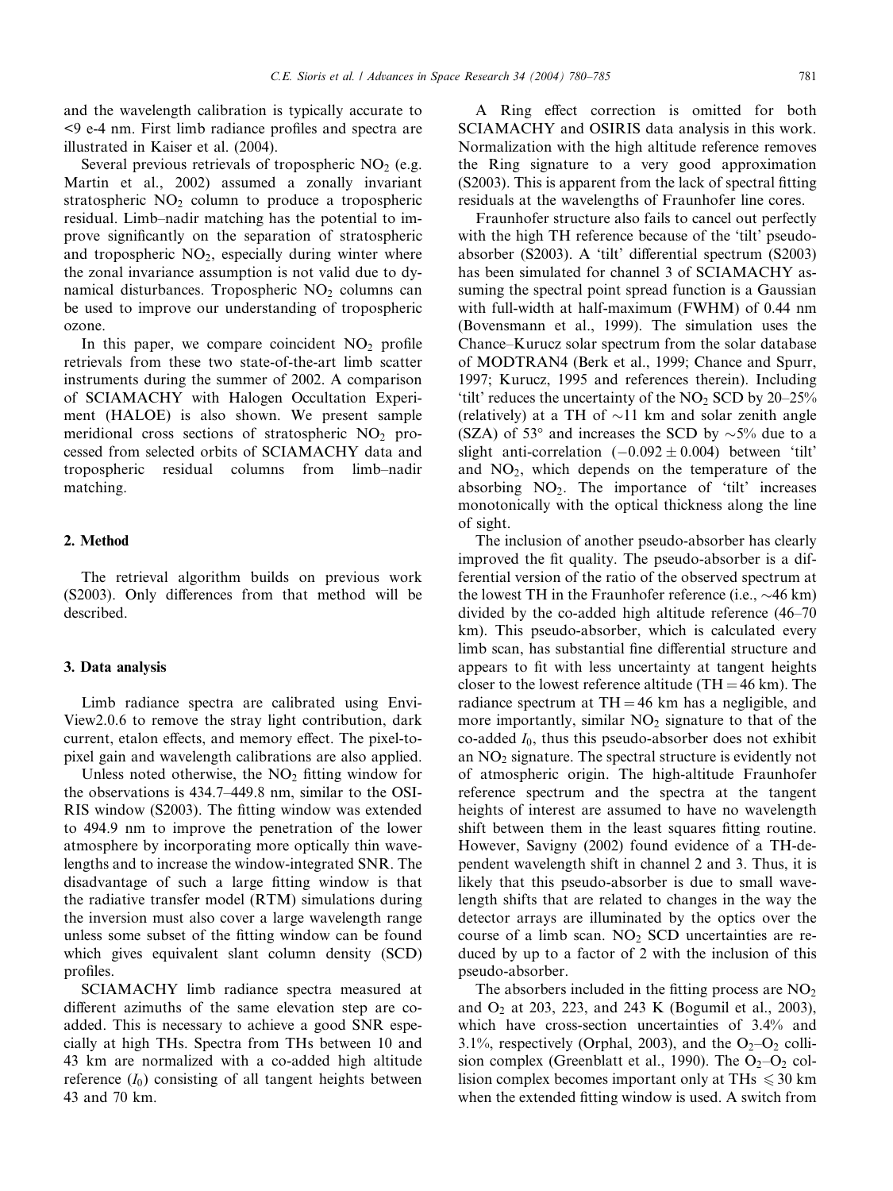and the wavelength calibration is typically accurate to <9 e-4 nm. First limb radiance profiles and spectra are illustrated in Kaiser et al. (2004).

Several previous retrievals of tropospheric $NO_2$ (e.g. Martin et al., 2002) assumed a zonally invariant stratospheric $NO_2$ column to produce a tropospheric residual. Limb–nadir matching has the potential to improve significantly on the separation of stratospheric and tropospheric $NO_2$, especially during winter where the zonal invariance assumption is not valid due to dynamical disturbances. Tropospheric $NO_2$ columns can be used to improve our understanding of tropospheric ozone.

In this paper, we compare coincident $NO_2$ profile retrievals from these two state-of-the-art limb scatter instruments during the summer of 2002. A comparison of SCIAMACHY with Halogen Occultation Experiment (HALOE) is also shown. We present sample meridional cross sections of stratospheric $NO_2$ processed from selected orbits of SCIAMACHY data and tropospheric residual columns from limb–nadir matching.

## 2. Method

The retrieval algorithm builds on previous work (S2003). Only differences from that method will be described.

## 3. Data analysis

Limb radiance spectra are calibrated using EnviView2.0.6 to remove the stray light contribution, dark current, etalon effects, and memory effect. The pixel-to-pixel gain and wavelength calibrations are also applied.

Unless noted otherwise, the $NO_2$ fitting window for the observations is 434.7–449.8 nm, similar to the OSIRIS window (S2003). The fitting window was extended to 494.9 nm to improve the penetration of the lower atmosphere by incorporating more optically thin wavelengths and to increase the window-integrated SNR. The disadvantage of such a large fitting window is that the radiative transfer model (RTM) simulations during the inversion must also cover a large wavelength range unless some subset of the fitting window can be found which gives equivalent slant column density (SCD) profiles.

SCIAMACHY limb radiance spectra measured at different azimuths of the same elevation step are co-added. This is necessary to achieve a good SNR especially at high THs. Spectra from THs between 10 and 43 km are normalized with a co-added high altitude reference ($I_0$) consisting of all tangent heights between 43 and 70 km.

A Ring effect correction is omitted for both SCIAMACHY and OSIRIS data analysis in this work. Normalization with the high altitude reference removes the Ring signature to a very good approximation (S2003). This is apparent from the lack of spectral fitting residuals at the wavelengths of Fraunhofer line cores.

Fraunhofer structure also fails to cancel out perfectly with the high TH reference because of the 'tilt' pseudo-absorber (S2003). A 'tilt' differential spectrum (S2003) has been simulated for channel 3 of SCIAMACHY assuming the spectral point spread function is a Gaussian with full-width at half-maximum (FWHM) of 0.44 nm (Bovensmann et al., 1999). The simulation uses the Chance–Kurucz solar spectrum from the solar database of MODTRAN4 (Berk et al., 1999; Chance and Spurr, 1997; Kurucz, 1995 and references therein). Including 'tilt' reduces the uncertainty of the $NO_2$ SCD by 20–25% (relatively) at a TH of ~11 km and solar zenith angle (SZA) of 53° and increases the SCD by ~5% due to a slight anti-correlation ($-0.092 \pm 0.004$) between 'tilt' and $NO_2$, which depends on the temperature of the absorbing $NO_2$. The importance of 'tilt' increases monotonically with the optical thickness along the line of sight.

The inclusion of another pseudo-absorber has clearly improved the fit quality. The pseudo-absorber is a differential version of the ratio of the observed spectrum at the lowest TH in the Fraunhofer reference (i.e., ~46 km) divided by the co-added high altitude reference (46–70 km). This pseudo-absorber, which is calculated every limb scan, has substantial fine differential structure and appears to fit with less uncertainty at tangent heights closer to the lowest reference altitude (TH = 46 km). The radiance spectrum at TH = 46 km has a negligible, and more importantly, similar $NO_2$ signature to that of the co-added $I_0$, thus this pseudo-absorber does not exhibit an $NO_2$ signature. The spectral structure is evidently not of atmospheric origin. The high-altitude Fraunhofer reference spectrum and the spectra at the tangent heights of interest are assumed to have no wavelength shift between them in the least squares fitting routine. However, Savigny (2002) found evidence of a TH-dependent wavelength shift in channel 2 and 3. Thus, it is likely that this pseudo-absorber is due to small wavelength shifts that are related to changes in the way the detector arrays are illuminated by the optics over the course of a limb scan. $NO_2$ SCD uncertainties are reduced by up to a factor of 2 with the inclusion of this pseudo-absorber.

The absorbers included in the fitting process are $NO_2$ and $O_3$ at 203, 223, and 243 K (Bogumil et al., 2003), which have cross-section uncertainties of 3.4% and 3.1%, respectively (Orphal, 2003), and the $O_2$–$O_2$ collision complex (Greenblatt et al., 1990). The $O_2$–$O_2$ collision complex becomes important only at THs $\leqslant$ 30 km when the extended fitting window is used. A switch from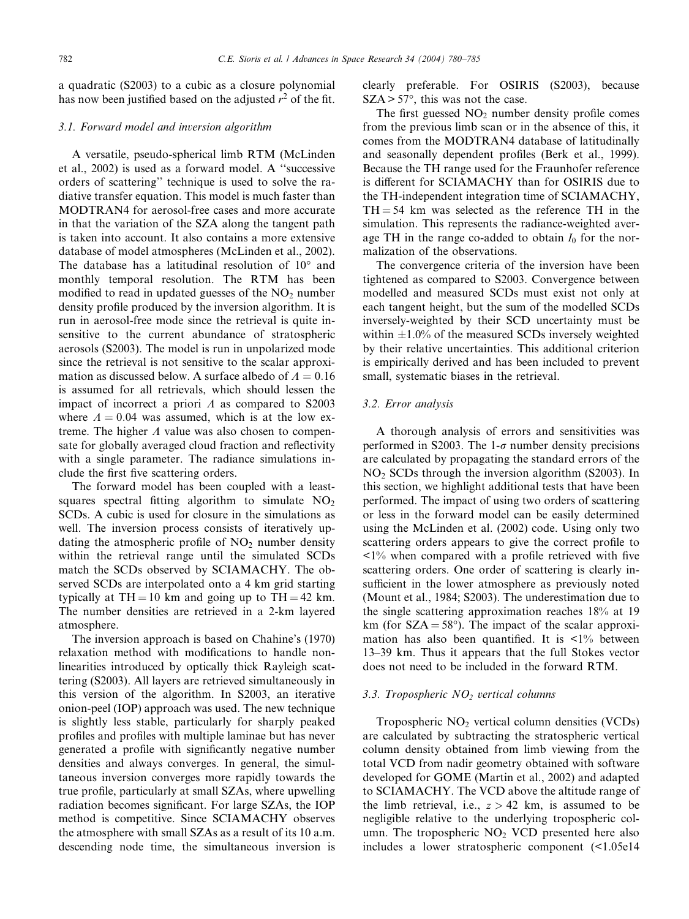a quadratic (S2003) to a cubic as a closure polynomial has now been justified based on the adjusted $r^2$ of the fit.

### 3.1. Forward model and inversion algorithm

A versatile, pseudo-spherical limb RTM (McLinden et al., 2002) is used as a forward model. A "successive orders of scattering" technique is used to solve the radiative transfer equation. This model is much faster than MODTRAN4 for aerosol-free cases and more accurate in that the variation of the SZA along the tangent path is taken into account. It also contains a more extensive database of model atmospheres (McLinden et al., 2002). The database has a latitudinal resolution of 10° and monthly temporal resolution. The RTM has been modified to read in updated guesses of the $NO_2$ number density profile produced by the inversion algorithm. It is run in aerosol-free mode since the retrieval is quite insensitive to the current abundance of stratospheric aerosols (S2003). The model is run in unpolarized mode since the retrieval is not sensitive to the scalar approximation as discussed below. A surface albedo of $\Lambda = 0.16$ is assumed for all retrievals, which should lessen the impact of incorrect a priori $\Lambda$ as compared to S2003 where $\Lambda = 0.04$ was assumed, which is at the low extreme. The higher $\Lambda$ value was also chosen to compensate for globally averaged cloud fraction and reflectivity with a single parameter. The radiance simulations include the first five scattering orders.

The forward model has been coupled with a least-squares spectral fitting algorithm to simulate $NO_2$ SCDs. A cubic is used for closure in the simulations as well. The inversion process consists of iteratively updating the atmospheric profile of $NO_2$ number density within the retrieval range until the simulated SCDs match the SCDs observed by SCIAMACHY. The observed SCDs are interpolated onto a 4 km grid starting typically at TH = 10 km and going up to TH = 42 km. The number densities are retrieved in a 2-km layered atmosphere.

The inversion approach is based on Chahine's (1970) relaxation method with modifications to handle non-linearities introduced by optically thick Rayleigh scattering (S2003). All layers are retrieved simultaneously in this version of the algorithm. In S2003, an iterative onion-peel (IOP) approach was used. The new technique is slightly less stable, particularly for sharply peaked profiles and profiles with multiple laminae but has never generated a profile with significantly negative number densities and always converges. In general, the simultaneous inversion converges more rapidly towards the true profile, particularly at small SZAs, where upwelling radiation becomes significant. For large SZAs, the IOP method is competitive. Since SCIAMACHY observes the atmosphere with small SZAs as a result of its 10 a.m. descending node time, the simultaneous inversion is clearly preferable. For OSIRIS (S2003), because SZA > 57°, this was not the case.

The first guessed $NO_2$ number density profile comes from the previous limb scan or in the absence of this, it comes from the MODTRAN4 database of latitudinally and seasonally dependent profiles (Berk et al., 1999). Because the TH range used for the Fraunhofer reference is different for SCIAMACHY than for OSIRIS due to the TH-independent integration time of SCIAMACHY, TH = 54 km was selected as the reference TH in the simulation. This represents the radiance-weighted average TH in the range co-added to obtain $I_0$ for the normalization of the observations.

The convergence criteria of the inversion have been tightened as compared to S2003. Convergence between modelled and measured SCDs must exist not only at each tangent height, but the sum of the modelled SCDs inversely-weighted by their SCD uncertainty must be within ±1.0% of the measured SCDs inversely weighted by their relative uncertainties. This additional criterion is empirically derived and has been included to prevent small, systematic biases in the retrieval.

### 3.2. Error analysis

A thorough analysis of errors and sensitivities was performed in S2003. The 1-$\sigma$ number density precisions are calculated by propagating the standard errors of the $NO_2$ SCDs through the inversion algorithm (S2003). In this section, we highlight additional tests that have been performed. The impact of using two orders of scattering or less in the forward model can be easily determined using the McLinden et al. (2002) code. Using only two scattering orders appears to give the correct profile to <1% when compared with a profile retrieved with five scattering orders. One order of scattering is clearly insufficient in the lower atmosphere as previously noted (Mount et al., 1984; S2003). The underestimation due to the single scattering approximation reaches 18% at 19 km (for SZA = 58°). The impact of the scalar approximation has also been quantified. It is <1% between 13–39 km. Thus it appears that the full Stokes vector does not need to be included in the forward RTM.

### 3.3. Tropospheric $NO_2$ vertical columns

Tropospheric $NO_2$ vertical column densities (VCDs) are calculated by subtracting the stratospheric vertical column density obtained from limb viewing from the total VCD from nadir geometry obtained with software developed for GOME (Martin et al., 2002) and adapted to SCIAMACHY. The VCD above the altitude range of the limb retrieval, i.e., $z > 42$ km, is assumed to be negligible relative to the underlying tropospheric column. The tropospheric $NO_2$ VCD presented here also includes a lower stratospheric component (<1.05e14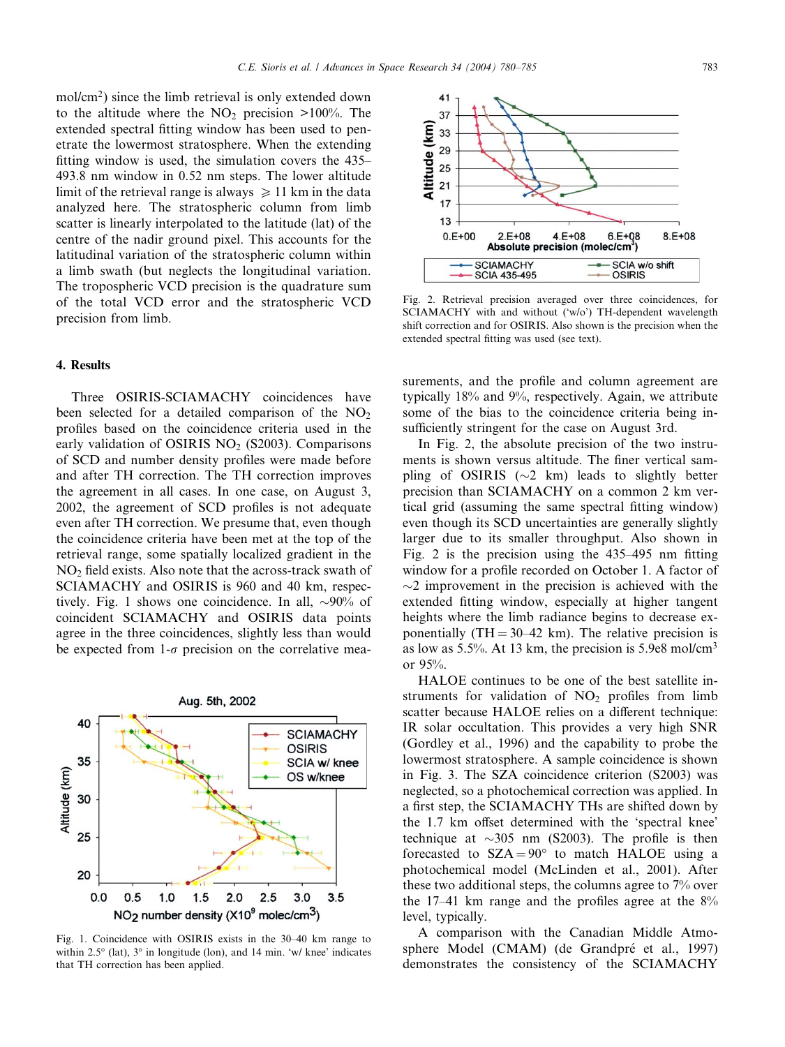mol/cm$^2$) since the limb retrieval is only extended down to the altitude where the $NO_2$ precision >100%. The extended spectral fitting window has been used to penetrate the lowermost stratosphere. When the extending fitting window is used, the simulation covers the 435–493.8 nm window in 0.52 nm steps. The lower altitude limit of the retrieval range is always $\geqslant$ 11 km in the data analyzed here. The stratospheric column from limb scatter is linearly interpolated to the latitude (lat) of the centre of the nadir ground pixel. This accounts for the latitudinal variation of the stratospheric column within a limb swath (but neglects the longitudinal variation. The tropospheric VCD precision is the quadrature sum of the total VCD error and the stratospheric VCD precision from limb.

## 4. Results

Three OSIRIS-SCIAMACHY coincidences have been selected for a detailed comparison of the $NO_2$ profiles based on the coincidence criteria used in the early validation of OSIRIS $NO_2$ (S2003). Comparisons of SCD and number density profiles were made before and after TH correction. The TH correction improves the agreement in all cases. In one case, on August 3, 2002, the agreement of SCD profiles is not adequate even after TH correction. We presume that, even though the coincidence criteria have been met at the top of the retrieval range, some spatially localized gradient in the $NO_2$ field exists. Also note that the across-track swath of SCIAMACHY and OSIRIS is 960 and 40 km, respectively. Fig. 1 shows one coincidence. In all, ~90% of coincident SCIAMACHY and OSIRIS data points agree in the three coincidences, slightly less than would be expected from 1-$\sigma$ precision on the correlative measurements, and the profile and column agreement are typically 18% and 9%, respectively. Again, we attribute some of the bias to the coincidence criteria being insufficiently stringent for the case on August 3rd.

Fig. 1. Coincidence with OSIRIS exists in the 30–40 km range to within 2.5° (lat), 3° in longitude (lon), and 14 min. 'w/ knee' indicates that TH correction has been applied.

Fig. 2. Retrieval precision averaged over three coincidences, for SCIAMACHY with and without ('w/o') TH-dependent wavelength shift correction and for OSIRIS. Also shown is the precision when the extended spectral fitting was used (see text).

In Fig. 2, the absolute precision of the two instruments is shown versus altitude. The finer vertical sampling of OSIRIS (~2 km) leads to slightly better precision than SCIAMACHY on a common 2 km vertical grid (assuming the same spectral fitting window) even though its SCD uncertainties are generally slightly larger due to its smaller throughput. Also shown in Fig. 2 is the precision using the 435–495 nm fitting window for a profile recorded on October 1. A factor of ~2 improvement in the precision is achieved with the extended fitting window, especially at higher tangent heights where the limb radiance begins to decrease exponentially (TH = 30–42 km). The relative precision is as low as 5.5%. At 13 km, the precision is 5.9e8 mol/cm$^3$ or 95%.

HALOE continues to be one of the best satellite instruments for validation of $NO_2$ profiles from limb scatter because HALOE relies on a different technique: IR solar occultation. This provides a very high SNR (Gordley et al., 1996) and the capability to probe the lowermost stratosphere. A sample coincidence is shown in Fig. 3. The SZA coincidence criterion (S2003) was neglected, so a photochemical correction was applied. In a first step, the SCIAMACHY THs are shifted down by the 1.7 km offset determined with the 'spectral knee' technique at ~305 nm (S2003). The profile is then forecasted to SZA = 90° to match HALOE using a photochemical model (McLinden et al., 2001). After these two additional steps, the columns agree to 7% over the 17–41 km range and the profiles agree at the 8% level, typically.

A comparison with the Canadian Middle Atmosphere Model (CMAM) (de Grandpré et al., 1997) demonstrates the consistency of the SCIAMACHY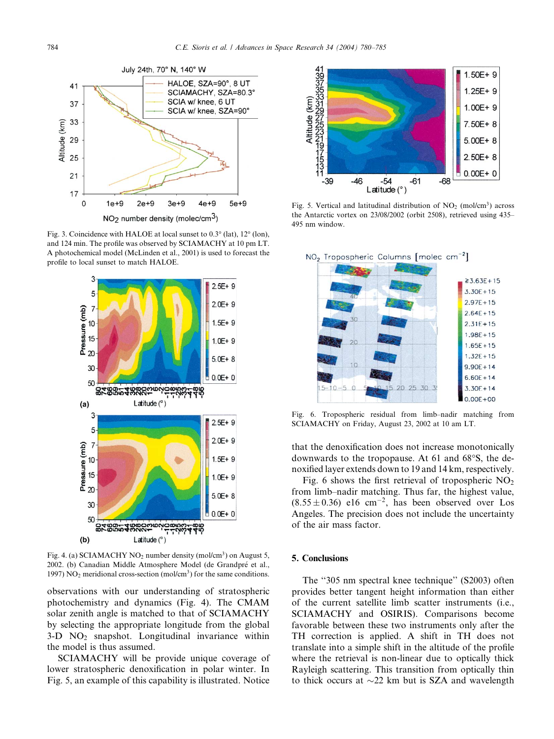Fig. 3. Coincidence with HALOE at local sunset to 0.3° (lat), 12° (lon), and 124 min. The profile was observed by SCIAMACHY at 10 pm LT. A photochemical model (McLinden et al., 2001) is used to forecast the profile to local sunset to match HALOE.

Fig. 4. (a) SCIAMACHY $NO_2$ number density (mol/cm$^3$) on August 5, 2002. (b) Canadian Middle Atmosphere Model (de Grandpré et al., 1997) $NO_2$ meridional cross-section (mol/cm$^3$) for the same conditions.

observations with our understanding of stratospheric photochemistry and dynamics (Fig. 4). The CMAM solar zenith angle is matched to that of SCIAMACHY by selecting the appropriate longitude from the global 3-D $NO_2$ snapshot. Longitudinal invariance within the model is thus assumed.

SCIAMACHY will be provide unique coverage of lower stratospheric denoxification in polar winter. In Fig. 5, an example of this capability is illustrated. Notice that the denoxification does not increase monotonically downwards to the tropopause. At 61 and 68°S, the denoxified layer extends down to 19 and 14 km, respectively.

Fig. 5. Vertical and latitudinal distribution of $NO_2$ (mol/cm$^3$) across the Antarctic vortex on 23/08/2002 (orbit 2508), retrieved using 435–495 nm window.

Fig. 6 shows the first retrieval of tropospheric $NO_2$ from limb–nadir matching. Thus far, the highest value, $(8.55 \pm 0.36)$ e16 cm$^{-2}$, has been observed over Los Angeles. The precision does not include the uncertainty of the air mass factor.

Fig. 6. Tropospheric residual from limb–nadir matching from SCIAMACHY on Friday, August 23, 2002 at 10 am LT.

## 5. Conclusions

The "305 nm spectral knee technique" (S2003) often provides better tangent height information than either of the current satellite limb scatter instruments (i.e., SCIAMACHY and OSIRIS). Comparisons become favorable between these two instruments only after the TH correction is applied. A shift in TH does not translate into a simple shift in the altitude of the profile where the retrieval is non-linear due to optically thick Rayleigh scattering. This transition from optically thin to thick occurs at ~22 km but is SZA and wavelength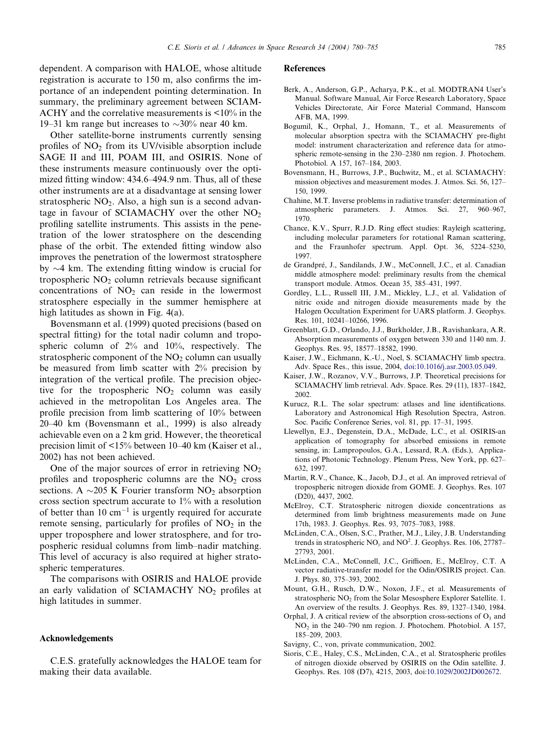dependent. A comparison with HALOE, whose altitude registration is accurate to 150 m, also confirms the importance of an independent pointing determination. In summary, the preliminary agreement between SCIAMACHY and the correlative measurements is <10% in the 19–31 km range but increases to ~30% near 40 km.

Other satellite-borne instruments currently sensing profiles of $NO_2$ from its UV/visible absorption include SAGE II and III, POAM III, and OSIRIS. None of these instruments measure continuously over the optimized fitting window: 434.6–494.9 nm. Thus, all of these other instruments are at a disadvantage at sensing lower stratospheric $NO_2$. Also, a high sun is a second advantage in favour of SCIAMACHY over the other $NO_2$ profiling satellite instruments. This assists in the penetration of the lower stratosphere on the descending phase of the orbit. The extended fitting window also improves the penetration of the lowermost stratosphere by ~4 km. The extending fitting window is crucial for tropospheric $NO_2$ column retrievals because significant concentrations of $NO_2$ can reside in the lowermost stratosphere especially in the summer hemisphere at high latitudes as shown in Fig. 4(a).

Bovensmann et al. (1999) quoted precisions (based on spectral fitting) for the total nadir column and tropospheric column of 2% and 10%, respectively. The stratospheric component of the $NO_2$ column can usually be measured from limb scatter with 2% precision by integration of the vertical profile. The precision objective for the tropospheric $NO_2$ column was easily achieved in the metropolitan Los Angeles area. The profile precision from limb scattering of 10% between 20–40 km (Bovensmann et al., 1999) is also already achievable even on a 2 km grid. However, the theoretical precision limit of <15% between 10–40 km (Kaiser et al., 2002) has not been achieved.

One of the major sources of error in retrieving $NO_2$ profiles and tropospheric columns are the $NO_2$ cross sections. A ~205 K Fourier transform $NO_2$ absorption cross section spectrum accurate to 1% with a resolution of better than 10 $cm^{-1}$ is urgently required for accurate remote sensing, particularly for profiles of $NO_2$ in the upper troposphere and lower stratosphere, and for tropospheric residual columns from limb–nadir matching. This level of accuracy is also required at higher stratospheric temperatures.

The comparisons with OSIRIS and HALOE provide an early validation of SCIAMACHY $NO_2$ profiles at high latitudes in summer.

## Acknowledgements

C.E.S. gratefully acknowledges the HALOE team for making their data available.

## References

Berk, A., Anderson, G.P., Acharya, P.K., et al. MODTRAN4 User's Manual. Software Manual, Air Force Research Laboratory, Space Vehicles Directorate, Air Force Material Command, Hanscom AFB, MA, 1999.

Bogumil, K., Orphal, J., Homann, T., et al. Measurements of molecular absorption spectra with the SCIAMACHY pre-flight model: instrument characterization and reference data for atmospheric remote-sensing in the 230–2380 nm region. J. Photochem. Photobiol. A 157, 167–184, 2003.

Bovensmann, H., Burrows, J.P., Buchwitz, M., et al. SCIAMACHY: mission objectives and measurement modes. J. Atmos. Sci. 56, 127–150, 1999.

Chahine, M.T. Inverse problems in radiative transfer: determination of atmospheric parameters. J. Atmos. Sci. 27, 960–967, 1970.

Chance, K.V., Spurr, R.J.D. Ring effect studies: Rayleigh scattering, including molecular parameters for rotational Raman scattering, and the Fraunhofer spectrum. Appl. Opt. 36, 5224–5230, 1997.

de Grandpré, J., Sandilands, J.W., McConnell, J.C., et al. Canadian middle atmosphere model: preliminary results from the chemical transport module. Atmos. Ocean 35, 385–431, 1997.

Gordley, L.L., Russell III, J.M., Mickley, L.J., et al. Validation of nitric oxide and nitrogen dioxide measurements made by the Halogen Occultation Experiment for UARS platform. J. Geophys. Res. 101, 10241–10266, 1996.

Greenblatt, G.D., Orlando, J.J., Burkholder, J.B., Ravishankara, A.R. Absorption measurements of oxygen between 330 and 1140 nm. J. Geophys. Res. 95, 18577–18582, 1990.

Kaiser, J.W., Eichmann, K.-U., Noel, S. SCIAMACHY limb spectra. Adv. Space Res., this issue, 2004, doi:10.1016/j.asr.2003.05.049.

Kaiser, J.W., Rozanov, V.V., Burrows, J.P. Theoretical precisions for SCIAMACHY limb retrieval. Adv. Space. Res. 29 (11), 1837–1842, 2002.

Kurucz, R.L. The solar spectrum: atlases and line identifications. Laboratory and Astronomical High Resolution Spectra, Astron. Soc. Pacific Conference Series, vol. 81, pp. 17–31, 1995.

Llewellyn, E.J., Degenstein, D.A., McDade, L.C., et al. OSIRIS-an application of tomography for absorbed emissions in remote sensing, in: Lampropoulos, G.A., Lessard, R.A. (Eds.), Applications of Photonic Technology. Plenum Press, New York, pp. 627–632, 1997.

Martin, R.V., Chance, K., Jacob, D.J., et al. An improved retrieval of tropospheric nitrogen dioxide from GOME. J. Geophys. Res. 107 (D20), 4437, 2002.

McElroy, C.T. Stratospheric nitrogen dioxide concentrations as determined from limb brightness measurements made on June 17th, 1983. J. Geophys. Res. 93, 7075–7083, 1988.

McLinden, C.A., Olsen, S.C., Prather, M.J., Liley, J.B. Understanding trends in stratospheric $NO_y$ and $NO^2$. J. Geophys. Res. 106, 27787–27793, 2001.

McLinden, C.A., McConnell, J.C., Griffioen, E., McElroy, C.T. A vector radiative-transfer model for the Odin/OSIRIS project. Can. J. Phys. 80, 375–393, 2002.

Mount, G.H., Rusch, D.W., Noxon, J.F., et al. Measurements of stratospheric $NO_2$ from the Solar Mesosphere Explorer Satellite. 1. An overview of the results. J. Geophys. Res. 89, 1327–1340, 1984.

Orphal, J. A critical review of the absorption cross-sections of $O_3$ and $NO_2$ in the 240–790 nm region. J. Photochem. Photobiol. A 157, 185–209, 2003.

Savigny, C., von, private communication, 2002.

Sioris, C.E., Haley, C.S., McLinden, C.A., et al. Stratospheric profiles of nitrogen dioxide observed by OSIRIS on the Odin satellite. J. Geophys. Res. 108 (D7), 4215, 2003, doi:10.1029/2002JD002672.